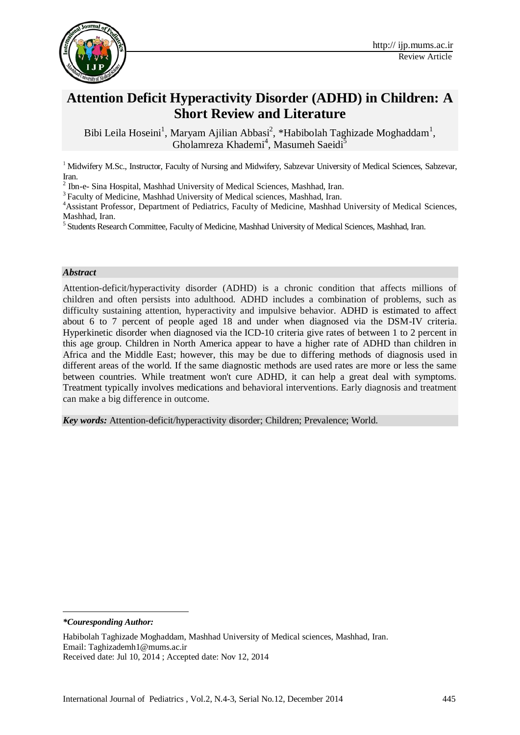http:// ijp.mums.ac.ir

Review Article

# Attention Deficit Hyperactivity Disorder (ADHD) in Children: A Short Review and Literature

Bibi Leila Hoseini[1], Maryam Ajilian Abbasi[2], *Habibolah Taghizade Moghaddam[1], Gholamreza Khademi[4], Masumeh Saeidi[5]

[1] Midwifery M.Sc., Instructor, Faculty of Nursing and Midwifery, Sabzevar University of Medical Sciences, Sabzevar, Iran.

[2] Ibn-e- Sina Hospital, Mashhad University of Medical Sciences, Mashhad, Iran.

[3] Faculty of Medicine, Mashhad University of Medical sciences, Mashhad, Iran.

[4] Assistant Professor, Department of Pediatrics, Faculty of Medicine, Mashhad University of Medical Sciences, Mashhad, Iran.

[5] Students Research Committee, Faculty of Medicine, Mashhad University of Medical Sciences, Mashhad, Iran.

***Abstract***

Attention-deficit/hyperactivity disorder (ADHD) is a chronic condition that affects millions of children and often persists into adulthood. ADHD includes a combination of problems, such as difficulty sustaining attention, hyperactivity and impulsive behavior. ADHD is estimated to affect about 6 to 7 percent of people aged 18 and under when diagnosed via the DSM-IV criteria. Hyperkinetic disorder when diagnosed via the ICD-10 criteria give rates of between 1 to 2 percent in this age group. Children in North America appear to have a higher rate of ADHD than children in Africa and the Middle East; however, this may be due to differing methods of diagnosis used in different areas of the world. If the same diagnostic methods are used rates are more or less the same between countries. While treatment won't cure ADHD, it can help a great deal with symptoms. Treatment typically involves medications and behavioral interventions. Early diagnosis and treatment can make a big difference in outcome.

***Key words:*** Attention-deficit/hyperactivity disorder; Children; Prevalence; World.

---

***\*Couresponding Author:***

Habibolah Taghizade Moghaddam, Mashhad University of Medical sciences, Mashhad, Iran.
Email: Taghizademh1@mums.ac.ir
Received date: Jul 10, 2014 ; Accepted date: Nov 12, 2014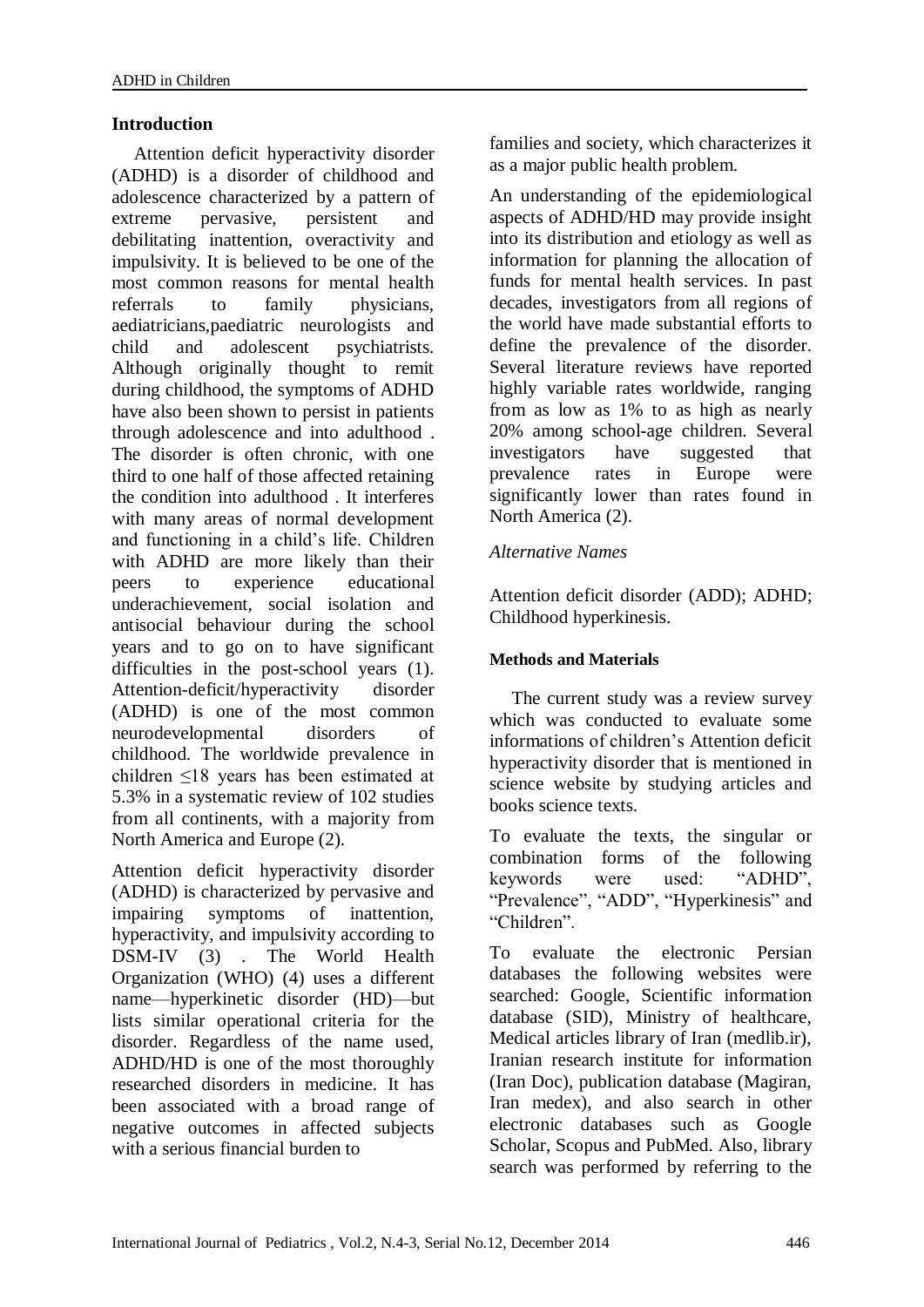## Introduction

Attention deficit hyperactivity disorder (ADHD) is a disorder of childhood and adolescence characterized by a pattern of extreme pervasive, persistent and debilitating inattention, overactivity and impulsivity. It is believed to be one of the most common reasons for mental health referrals to family physicians, aediatricians,paediatric neurologists and child and adolescent psychiatrists. Although originally thought to remit during childhood, the symptoms of ADHD have also been shown to persist in patients through adolescence and into adulthood . The disorder is often chronic, with one third to one half of those affected retaining the condition into adulthood . It interferes with many areas of normal development and functioning in a child's life. Children with ADHD are more likely than their peers to experience educational underachievement, social isolation and antisocial behaviour during the school years and to go on to have significant difficulties in the post-school years (1). Attention-deficit/hyperactivity disorder (ADHD) is one of the most common neurodevelopmental disorders of childhood. The worldwide prevalence in children ≤18 years has been estimated at 5.3% in a systematic review of 102 studies from all continents, with a majority from North America and Europe (2).

Attention deficit hyperactivity disorder (ADHD) is characterized by pervasive and impairing symptoms of inattention, hyperactivity, and impulsivity according to DSM-IV (3) . The World Health Organization (WHO) (4) uses a different name—hyperkinetic disorder (HD)—but lists similar operational criteria for the disorder. Regardless of the name used, ADHD/HD is one of the most thoroughly researched disorders in medicine. It has been associated with a broad range of negative outcomes in affected subjects with a serious financial burden to families and society, which characterizes it as a major public health problem.

An understanding of the epidemiological aspects of ADHD/HD may provide insight into its distribution and etiology as well as information for planning the allocation of funds for mental health services. In past decades, investigators from all regions of the world have made substantial efforts to define the prevalence of the disorder. Several literature reviews have reported highly variable rates worldwide, ranging from as low as 1% to as high as nearly 20% among school-age children. Several investigators have suggested that prevalence rates in Europe were significantly lower than rates found in North America (2).

*Alternative Names*

Attention deficit disorder (ADD); ADHD; Childhood hyperkinesis.

### Methods and Materials

The current study was a review survey which was conducted to evaluate some informations of children's Attention deficit hyperactivity disorder that is mentioned in science website by studying articles and books science texts.

To evaluate the texts, the singular or combination forms of the following keywords were used: "ADHD", "Prevalence", "ADD", "Hyperkinesis" and "Children".

To evaluate the electronic Persian databases the following websites were searched: Google, Scientific information database (SID), Ministry of healthcare, Medical articles library of Iran (medlib.ir), Iranian research institute for information (Iran Doc), publication database (Magiran, Iran medex), and also search in other electronic databases such as Google Scholar, Scopus and PubMed. Also, library search was performed by referring to the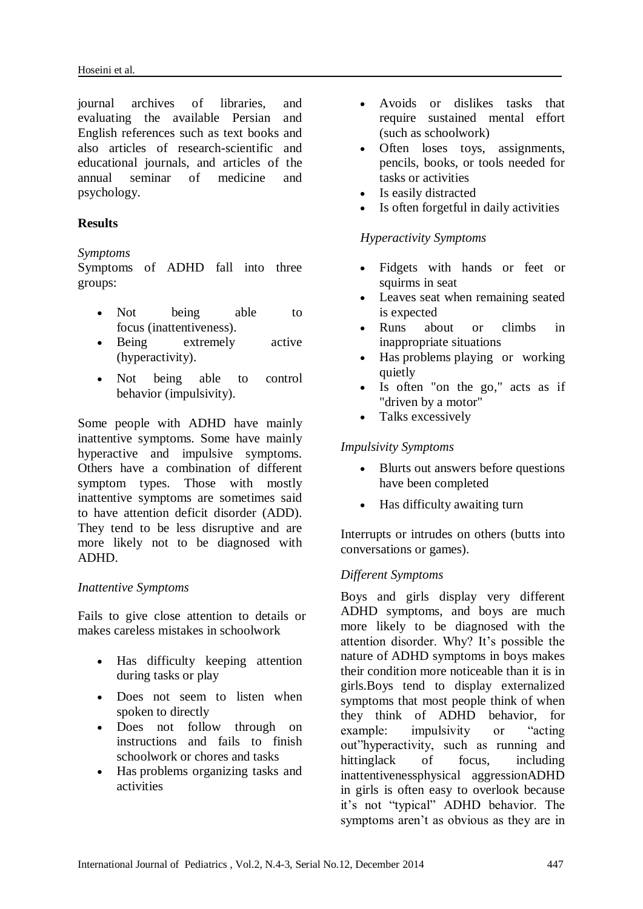journal archives of libraries, and evaluating the available Persian and English references such as text books and also articles of research-scientific and educational journals, and articles of the annual seminar of medicine and psychology.

## Results

*Symptoms*

Symptoms of ADHD fall into three groups:

- Not being able to focus (inattentiveness).
- Being extremely active (hyperactivity).
- Not being able to control behavior (impulsivity).

Some people with ADHD have mainly inattentive symptoms. Some have mainly hyperactive and impulsive symptoms. Others have a combination of different symptom types. Those with mostly inattentive symptoms are sometimes said to have attention deficit disorder (ADD). They tend to be less disruptive and are more likely not to be diagnosed with ADHD.

*Inattentive Symptoms*

Fails to give close attention to details or makes careless mistakes in schoolwork

- Has difficulty keeping attention during tasks or play
- Does not seem to listen when spoken to directly
- Does not follow through on instructions and fails to finish schoolwork or chores and tasks
- Has problems organizing tasks and activities
- Avoids or dislikes tasks that require sustained mental effort (such as schoolwork)
- Often loses toys, assignments, pencils, books, or tools needed for tasks or activities
- Is easily distracted
- Is often forgetful in daily activities

*Hyperactivity Symptoms*

- Fidgets with hands or feet or squirms in seat
- Leaves seat when remaining seated is expected
- Runs about or climbs in inappropriate situations
- Has problems playing or working quietly
- Is often "on the go," acts as if "driven by a motor"
- Talks excessively

*Impulsivity Symptoms*

- Blurts out answers before questions have been completed
- Has difficulty awaiting turn

Interrupts or intrudes on others (butts into conversations or games).

*Different Symptoms*

Boys and girls display very different ADHD symptoms, and boys are much more likely to be diagnosed with the attention disorder. Why? It's possible the nature of ADHD symptoms in boys makes their condition more noticeable than it is in girls.Boys tend to display externalized symptoms that most people think of when they think of ADHD behavior, for example: impulsivity or "acting out"hyperactivity, such as running and hittinglack of focus, including inattentivenessphysical aggressionADHD in girls is often easy to overlook because it's not "typical" ADHD behavior. The symptoms aren't as obvious as they are in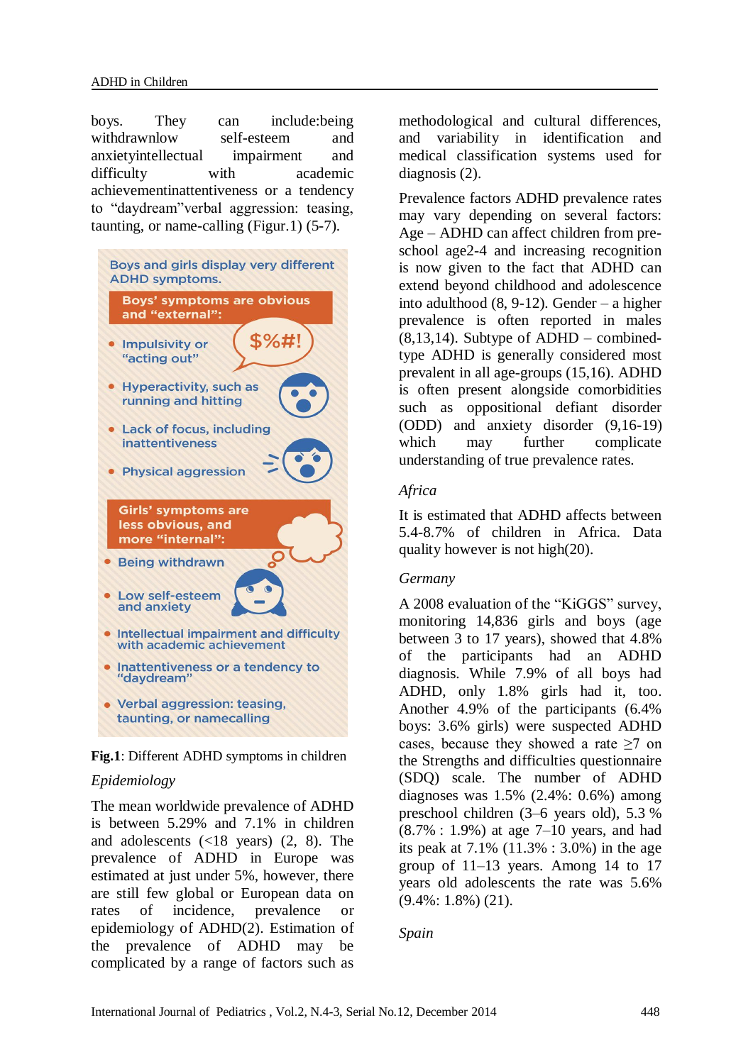boys. They can include:being withdrawnlow self-esteem and anxietyintellectual impairment and difficulty with academic achievementinattentiveness or a tendency to “daydream”verbal aggression: teasing, taunting, or name-calling (Figur.1) (5-7).

Boys and girls display very different ADHD symptoms.

**Boys’ symptoms are obvious and “external”:**

- Impulsivity or “acting out”
- Hyperactivity, such as running and hitting
- Lack of focus, including inattentiveness
- Physical aggression

**Girls’ symptoms are less obvious, and more “internal”:**

- Being withdrawn
- Low self-esteem and anxiety
- Intellectual impairment and difficulty with academic achievement
- Inattentiveness or a tendency to “daydream”
- Verbal aggression: teasing, taunting, or namecalling

**Fig.1**: Different ADHD symptoms in children

*Epidemiology*

The mean worldwide prevalence of ADHD is between 5.29% and 7.1% in children and adolescents (<18 years) (2, 8). The prevalence of ADHD in Europe was estimated at just under 5%, however, there are still few global or European data on rates of incidence, prevalence or epidemiology of ADHD(2). Estimation of the prevalence of ADHD may be complicated by a range of factors such as methodological and cultural differences, and variability in identification and medical classification systems used for diagnosis (2).

Prevalence factors ADHD prevalence rates may vary depending on several factors: Age – ADHD can affect children from pre-school age2-4 and increasing recognition is now given to the fact that ADHD can extend beyond childhood and adolescence into adulthood (8, 9-12). Gender – a higher prevalence is often reported in males (8,13,14). Subtype of ADHD – combined-type ADHD is generally considered most prevalent in all age-groups (15,16). ADHD is often present alongside comorbidities such as oppositional defiant disorder (ODD) and anxiety disorder (9,16-19) which may further complicate understanding of true prevalence rates.

*Africa*

It is estimated that ADHD affects between 5.4-8.7% of children in Africa. Data quality however is not high(20).

*Germany*

A 2008 evaluation of the “KiGGS” survey, monitoring 14,836 girls and boys (age between 3 to 17 years), showed that 4.8% of the participants had an ADHD diagnosis. While 7.9% of all boys had ADHD, only 1.8% girls had it, too. Another 4.9% of the participants (6.4% boys: 3.6% girls) were suspected ADHD cases, because they showed a rate ≥7 on the Strengths and difficulties questionnaire (SDQ) scale. The number of ADHD diagnoses was 1.5% (2.4%: 0.6%) among preschool children (3–6 years old), 5.3 % (8.7% : 1.9%) at age 7–10 years, and had its peak at 7.1% (11.3% : 3.0%) in the age group of 11–13 years. Among 14 to 17 years old adolescents the rate was 5.6% (9.4%: 1.8%) (21).

*Spain*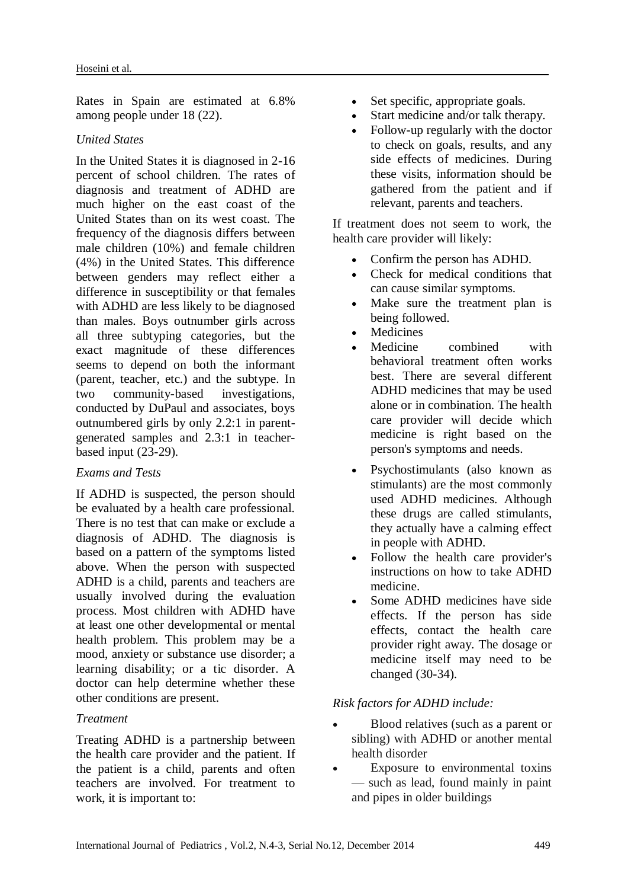Rates in Spain are estimated at 6.8% among people under 18 (22).

*United States*

In the United States it is diagnosed in 2-16 percent of school children. The rates of diagnosis and treatment of ADHD are much higher on the east coast of the United States than on its west coast. The frequency of the diagnosis differs between male children (10%) and female children (4%) in the United States. This difference between genders may reflect either a difference in susceptibility or that females with ADHD are less likely to be diagnosed than males. Boys outnumber girls across all three subtyping categories, but the exact magnitude of these differences seems to depend on both the informant (parent, teacher, etc.) and the subtype. In two community-based investigations, conducted by DuPaul and associates, boys outnumbered girls by only 2.2:1 in parent-generated samples and 2.3:1 in teacher-based input (23-29).

*Exams and Tests*

If ADHD is suspected, the person should be evaluated by a health care professional. There is no test that can make or exclude a diagnosis of ADHD. The diagnosis is based on a pattern of the symptoms listed above. When the person with suspected ADHD is a child, parents and teachers are usually involved during the evaluation process. Most children with ADHD have at least one other developmental or mental health problem. This problem may be a mood, anxiety or substance use disorder; a learning disability; or a tic disorder. A doctor can help determine whether these other conditions are present.

*Treatment*

Treating ADHD is a partnership between the health care provider and the patient. If the patient is a child, parents and often teachers are involved. For treatment to work, it is important to:

- Set specific, appropriate goals.
- Start medicine and/or talk therapy.
- Follow-up regularly with the doctor to check on goals, results, and any side effects of medicines. During these visits, information should be gathered from the patient and if relevant, parents and teachers.

If treatment does not seem to work, the health care provider will likely:

- Confirm the person has ADHD.
- Check for medical conditions that can cause similar symptoms.
- Make sure the treatment plan is being followed.
- Medicines
- Medicine combined with behavioral treatment often works best. There are several different ADHD medicines that may be used alone or in combination. The health care provider will decide which medicine is right based on the person's symptoms and needs.
- Psychostimulants (also known as stimulants) are the most commonly used ADHD medicines. Although these drugs are called stimulants, they actually have a calming effect in people with ADHD.
- Follow the health care provider's instructions on how to take ADHD medicine.
- Some ADHD medicines have side effects. If the person has side effects, contact the health care provider right away. The dosage or medicine itself may need to be changed (30-34).

*Risk factors for ADHD include:*

- Blood relatives (such as a parent or sibling) with ADHD or another mental health disorder
- Exposure to environmental toxins — such as lead, found mainly in paint and pipes in older buildings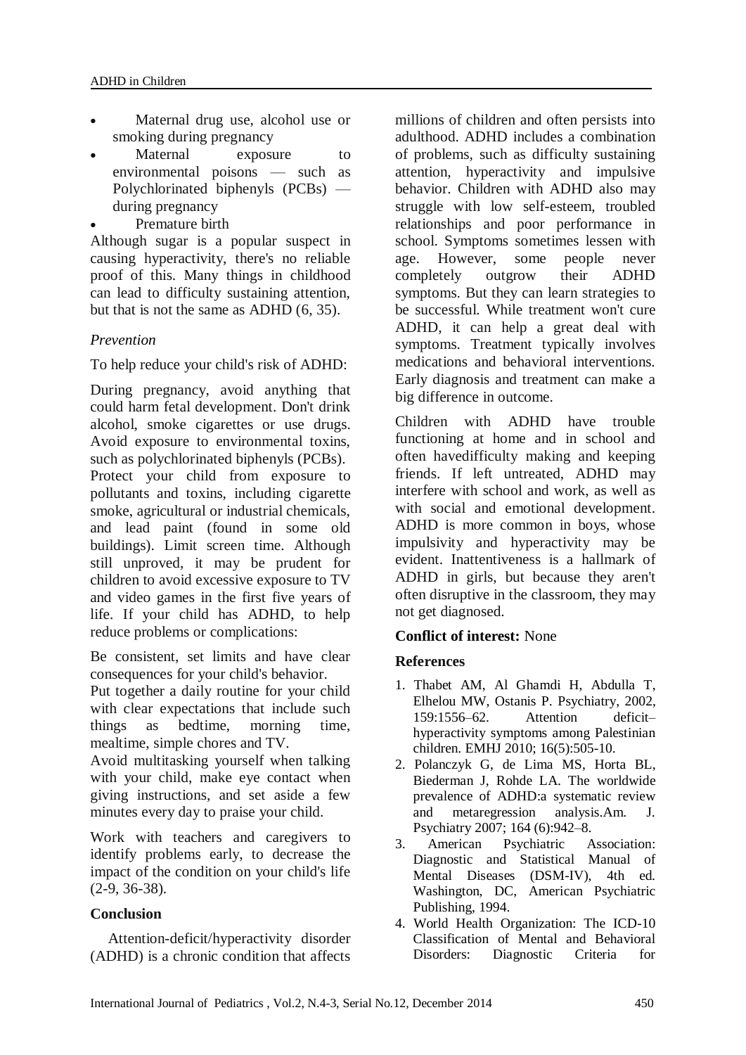- Maternal drug use, alcohol use or smoking during pregnancy
- Maternal exposure to environmental poisons — such as Polychlorinated biphenyls (PCBs) — during pregnancy
- Premature birth

Although sugar is a popular suspect in causing hyperactivity, there's no reliable proof of this. Many things in childhood can lead to difficulty sustaining attention, but that is not the same as ADHD (6, 35).

### *Prevention*

To help reduce your child's risk of ADHD:

During pregnancy, avoid anything that could harm fetal development. Don't drink alcohol, smoke cigarettes or use drugs. Avoid exposure to environmental toxins, such as polychlorinated biphenyls (PCBs). Protect your child from exposure to pollutants and toxins, including cigarette smoke, agricultural or industrial chemicals, and lead paint (found in some old buildings). Limit screen time. Although still unproved, it may be prudent for children to avoid excessive exposure to TV and video games in the first five years of life. If your child has ADHD, to help reduce problems or complications:

Be consistent, set limits and have clear consequences for your child's behavior. Put together a daily routine for your child with clear expectations that include such things as bedtime, morning time, mealtime, simple chores and TV. Avoid multitasking yourself when talking with your child, make eye contact when giving instructions, and set aside a few minutes every day to praise your child.

Work with teachers and caregivers to identify problems early, to decrease the impact of the condition on your child's life (2-9, 36-38).

## Conclusion

Attention-deficit/hyperactivity disorder (ADHD) is a chronic condition that affects millions of children and often persists into adulthood. ADHD includes a combination of problems, such as difficulty sustaining attention, hyperactivity and impulsive behavior. Children with ADHD also may struggle with low self-esteem, troubled relationships and poor performance in school. Symptoms sometimes lessen with age. However, some people never completely outgrow their ADHD symptoms. But they can learn strategies to be successful. While treatment won't cure ADHD, it can help a great deal with symptoms. Treatment typically involves medications and behavioral interventions. Early diagnosis and treatment can make a big difference in outcome.

Children with ADHD have trouble functioning at home and in school and often havedifficulty making and keeping friends. If left untreated, ADHD may interfere with school and work, as well as with social and emotional development. ADHD is more common in boys, whose impulsivity and hyperactivity may be evident. Inattentiveness is a hallmark of ADHD in girls, but because they aren't often disruptive in the classroom, they may not get diagnosed.

**Conflict of interest:** None

## References

1. Thabet AM, Al Ghamdi H, Abdulla T, Elhelou MW, Ostanis P. Psychiatry, 2002, 159:1556–62. Attention deficit–hyperactivity symptoms among Palestinian children. EMHJ 2010; 16(5):505-10.
2. Polanczyk G, de Lima MS, Horta BL, Biederman J, Rohde LA. The worldwide prevalence of ADHD:a systematic review and metaregression analysis.Am. J. Psychiatry 2007; 164 (6):942–8.
3. American Psychiatric Association: Diagnostic and Statistical Manual of Mental Diseases (DSM-IV), 4th ed. Washington, DC, American Psychiatric Publishing, 1994.
4. World Health Organization: The ICD-10 Classification of Mental and Behavioral Disorders: Diagnostic Criteria for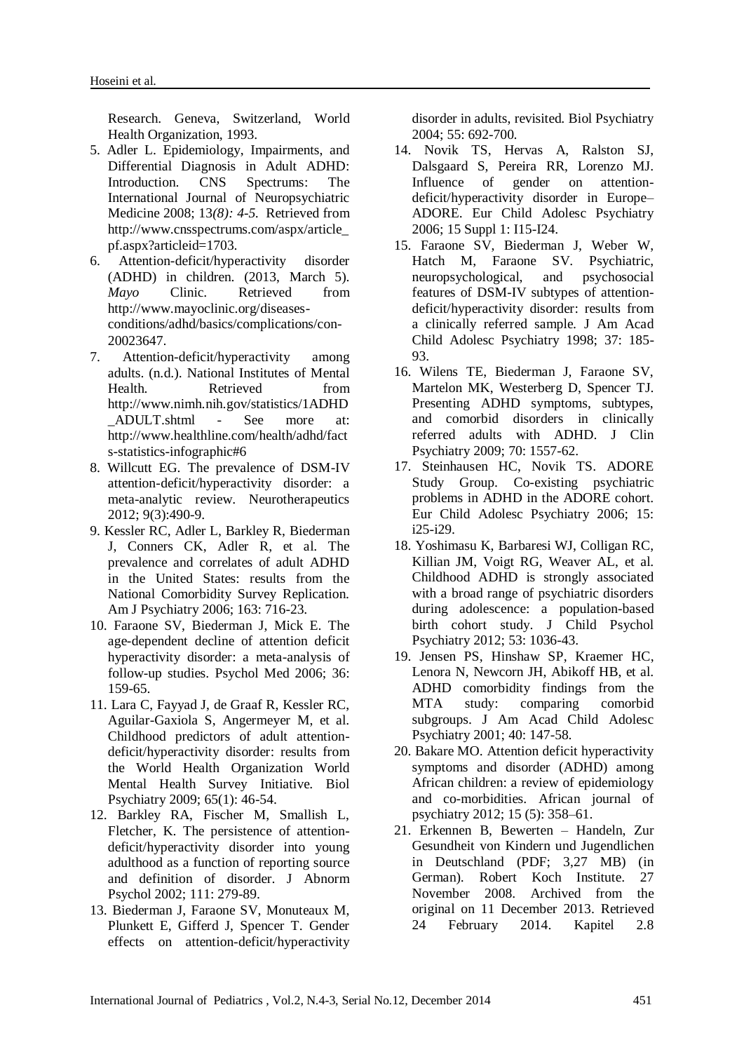Research. Geneva, Switzerland, World Health Organization, 1993.

5. Adler L. Epidemiology, Impairments, and Differential Diagnosis in Adult ADHD: Introduction. CNS Spectrums: The International Journal of Neuropsychiatric Medicine 2008; 13*(8): 4-5.* Retrieved from http://www.cnsspectrums.com/aspx/article_pf.aspx?articleid=1703.
6. Attention-deficit/hyperactivity disorder (ADHD) in children. (2013, March 5). *Mayo* Clinic. Retrieved from http://www.mayoclinic.org/diseases-conditions/adhd/basics/complications/con-20023647.
7. Attention-deficit/hyperactivity among adults. (n.d.). National Institutes of Mental Health. Retrieved from http://www.nimh.nih.gov/statistics/1ADHD_ADULT.shtml - See more at: http://www.healthline.com/health/adhd/facts-statistics-infographic#6
8. Willcutt EG. The prevalence of DSM-IV attention-deficit/hyperactivity disorder: a meta-analytic review. Neurotherapeutics 2012; 9(3):490-9.
9. Kessler RC, Adler L, Barkley R, Biederman J, Conners CK, Adler R, et al. The prevalence and correlates of adult ADHD in the United States: results from the National Comorbidity Survey Replication. Am J Psychiatry 2006; 163: 716-23.
10. Faraone SV, Biederman J, Mick E. The age-dependent decline of attention deficit hyperactivity disorder: a meta-analysis of follow-up studies. Psychol Med 2006; 36: 159-65.
11. Lara C, Fayyad J, de Graaf R, Kessler RC, Aguilar-Gaxiola S, Angermeyer M, et al. Childhood predictors of adult attention-deficit/hyperactivity disorder: results from the World Health Organization World Mental Health Survey Initiative. Biol Psychiatry 2009; 65(1): 46-54.
12. Barkley RA, Fischer M, Smallish L, Fletcher, K. The persistence of attention-deficit/hyperactivity disorder into young adulthood as a function of reporting source and definition of disorder. J Abnorm Psychol 2002; 111: 279-89.
13. Biederman J, Faraone SV, Monuteaux M, Plunkett E, Gifferd J, Spencer T. Gender effects on attention-deficit/hyperactivity disorder in adults, revisited. Biol Psychiatry 2004; 55: 692-700.
14. Novik TS, Hervas A, Ralston SJ, Dalsgaard S, Pereira RR, Lorenzo MJ. Influence of gender on attention-deficit/hyperactivity disorder in Europe–ADORE. Eur Child Adolesc Psychiatry 2006; 15 Suppl 1: I15-I24.
15. Faraone SV, Biederman J, Weber W, Hatch M, Faraone SV. Psychiatric, neuropsychological, and psychosocial features of DSM-IV subtypes of attention-deficit/hyperactivity disorder: results from a clinically referred sample. J Am Acad Child Adolesc Psychiatry 1998; 37: 185-93.
16. Wilens TE, Biederman J, Faraone SV, Martelon MK, Westerberg D, Spencer TJ. Presenting ADHD symptoms, subtypes, and comorbid disorders in clinically referred adults with ADHD. J Clin Psychiatry 2009; 70: 1557-62.
17. Steinhausen HC, Novik TS. ADORE Study Group. Co-existing psychiatric problems in ADHD in the ADORE cohort. Eur Child Adolesc Psychiatry 2006; 15: i25-i29.
18. Yoshimasu K, Barbaresi WJ, Colligan RC, Killian JM, Voigt RG, Weaver AL, et al. Childhood ADHD is strongly associated with a broad range of psychiatric disorders during adolescence: a population-based birth cohort study. J Child Psychol Psychiatry 2012; 53: 1036-43.
19. Jensen PS, Hinshaw SP, Kraemer HC, Lenora N, Newcorn JH, Abikoff HB, et al. ADHD comorbidity findings from the MTA study: comparing comorbid subgroups. J Am Acad Child Adolesc Psychiatry 2001; 40: 147-58.
20. Bakare MO. Attention deficit hyperactivity symptoms and disorder (ADHD) among African children: a review of epidemiology and co-morbidities. African journal of psychiatry 2012; 15 (5): 358–61.
21. Erkennen B, Bewerten – Handeln, Zur Gesundheit von Kindern und Jugendlichen in Deutschland (PDF; 3,27 MB) (in German). Robert Koch Institute. 27 November 2008. Archived from the original on 11 December 2013. Retrieved 24 February 2014. Kapitel 2.8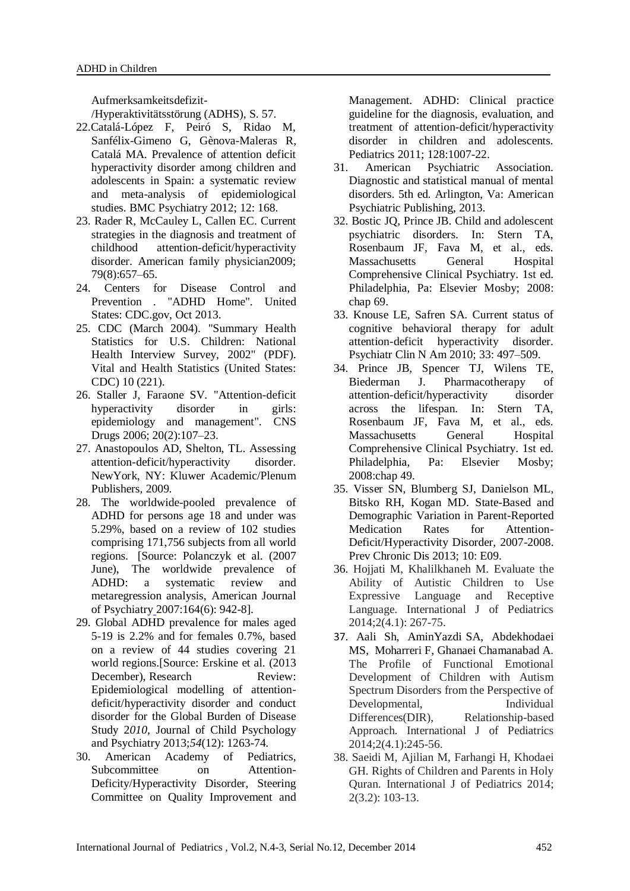Aufmerksamkeitsdefizit-/Hyperaktivitätsstörung (ADHS), S. 57.

22. Catalá-López F, Peiró S, Ridao M, Sanfélix-Gimeno G, Gènova-Maleras R, Catalá MA. Prevalence of attention deficit hyperactivity disorder among children and adolescents in Spain: a systematic review and meta-analysis of epidemiological studies. BMC Psychiatry 2012; 12: 168.
23. Rader R, McCauley L, Callen EC. Current strategies in the diagnosis and treatment of childhood attention-deficit/hyperactivity disorder. American family physician2009; 79(8):657–65.
24. Centers for Disease Control and Prevention . "ADHD Home". United States: CDC.gov, Oct 2013.
25. CDC (March 2004). "Summary Health Statistics for U.S. Children: National Health Interview Survey, 2002" (PDF). Vital and Health Statistics (United States: CDC) 10 (221).
26. Staller J, Faraone SV. "Attention-deficit hyperactivity disorder in girls: epidemiology and management". CNS Drugs 2006; 20(2):107–23.
27. Anastopoulos AD, Shelton, TL. Assessing attention-deficit/hyperactivity disorder. NewYork, NY: Kluwer Academic/Plenum Publishers, 2009.
28. The worldwide-pooled prevalence of ADHD for persons age 18 and under was 5.29%, based on a review of 102 studies comprising 171,756 subjects from all world regions. [Source: Polanczyk et al. (2007 June), The worldwide prevalence of ADHD: a systematic review and metaregression analysis, American Journal of Psychiatry 2007:164(6): 942-8].
29. Global ADHD prevalence for males aged 5-19 is 2.2% and for females 0.7%, based on a review of 44 studies covering 21 world regions.[Source: Erskine et al. (2013 December), Research Review: Epidemiological modelling of attention-deficit/hyperactivity disorder and conduct disorder for the Global Burden of Disease Study 2*010,* Journal of Child Psychology and Psychiatry 2013;*54*(12): 1263-74.
30. American Academy of Pediatrics, Subcommittee on Attention-Deficity/Hyperactivity Disorder, Steering Committee on Quality Improvement and Management. ADHD: Clinical practice guideline for the diagnosis, evaluation, and treatment of attention-deficit/hyperactivity disorder in children and adolescents. Pediatrics 2011; 128:1007-22.
31. American Psychiatric Association. Diagnostic and statistical manual of mental disorders. 5th ed. Arlington, Va: American Psychiatric Publishing, 2013.
32. Bostic JQ, Prince JB. Child and adolescent psychiatric disorders. In: Stern TA, Rosenbaum JF, Fava M, et al., eds. Massachusetts General Hospital Comprehensive Clinical Psychiatry. 1st ed. Philadelphia, Pa: Elsevier Mosby; 2008: chap 69.
33. Knouse LE, Safren SA. Current status of cognitive behavioral therapy for adult attention-deficit hyperactivity disorder. Psychiatr Clin N Am 2010; 33: 497–509.
34. Prince JB, Spencer TJ, Wilens TE, Biederman J. Pharmacotherapy of attention-deficit/hyperactivity disorder across the lifespan. In: Stern TA, Rosenbaum JF, Fava M, et al., eds. Massachusetts General Hospital Comprehensive Clinical Psychiatry. 1st ed. Philadelphia, Pa: Elsevier Mosby; 2008:chap 49.
35. Visser SN, Blumberg SJ, Danielson ML, Bitsko RH, Kogan MD. State-Based and Demographic Variation in Parent-Reported Medication Rates for Attention-Deficit/Hyperactivity Disorder, 2007-2008. Prev Chronic Dis 2013; 10: E09.
36. Hojjati M, Khalilkhaneh M. Evaluate the Ability of Autistic Children to Use Expressive Language and Receptive Language. International J of Pediatrics 2014;2(4.1): 267-75.
37. Aali Sh, AminYazdi SA, Abdekhodaei MS, Moharreri F, Ghanaei Chamanabad A. The Profile of Functional Emotional Development of Children with Autism Spectrum Disorders from the Perspective of Developmental, Individual Differences(DIR), Relationship-based Approach. International J of Pediatrics 2014;2(4.1):245-56.
38. Saeidi M, Ajilian M, Farhangi H, Khodaei GH. Rights of Children and Parents in Holy Quran. International J of Pediatrics 2014; 2(3.2): 103-13.